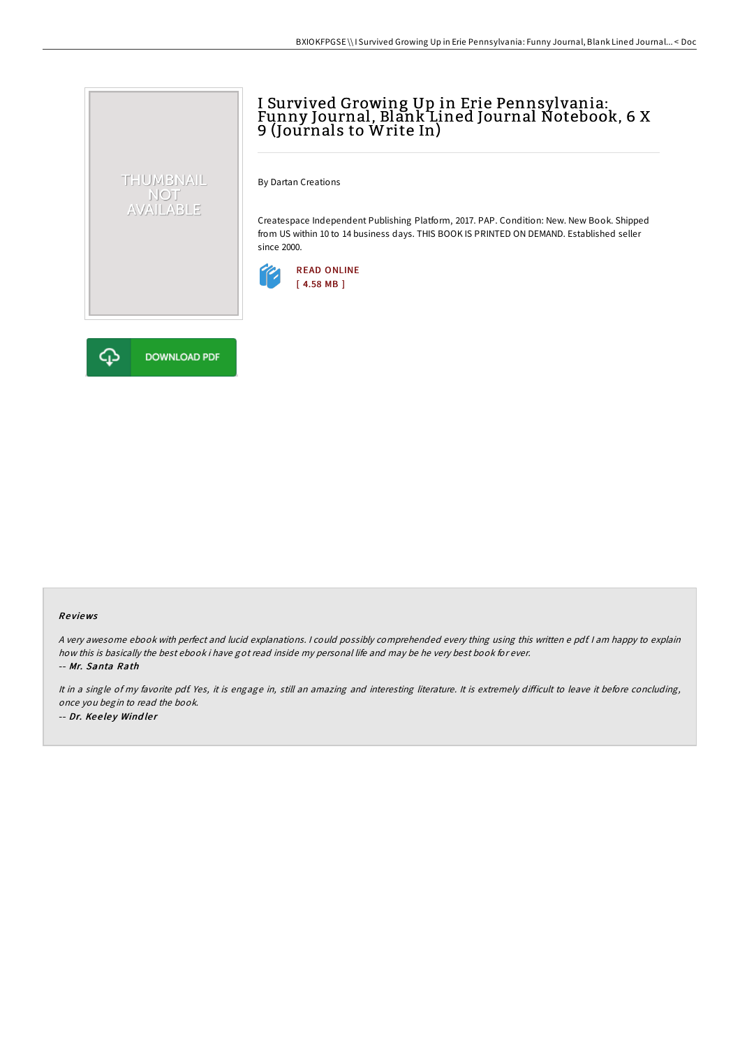# I Survived Growing Up in Erie Pennsylvania: Funny Journal, Blank Lined Journal Notebook, 6 X 9 (Journals to Write In)

By Dartan Creations

Createspace Independent Publishing Platform, 2017. PAP. Condition: New. New Book. Shipped from US within 10 to 14 business days. THIS BOOK IS PRINTED ON DEMAND. Established seller since 2000.

READ ONLINE
[ 4.58 MB ]

DOWNLOAD PDF

### Reviews

*A very awesome ebook with perfect and lucid explanations. I could possibly comprehended every thing using this written e pdf. I am happy to explain how this is basically the best ebook i have got read inside my personal life and may be he very best book for ever.*

*-- Mr. Santa Rath*

*It in a single of my favorite pdf. Yes, it is engage in, still an amazing and interesting literature. It is extremely difficult to leave it before concluding, once you begin to read the book.*

*-- Dr. Keeley Windler*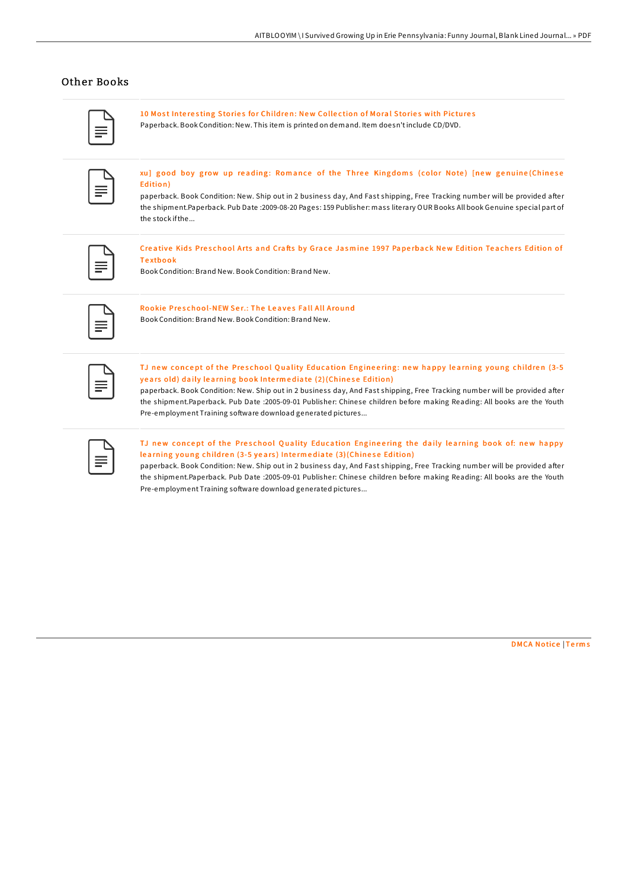## Other Books

**10 Most Interesting Stories for Children: New Collection of Moral Stories with Pictures**

Paperback. Book Condition: New. This item is printed on demand. Item doesn't include CD/DVD.

**xu] good boy grow up reading: Romance of the Three Kingdoms (color Note) [new genuine(Chinese Edition)**

paperback. Book Condition: New. Ship out in 2 business day, And Fast shipping, Free Tracking number will be provided after the shipment.Paperback. Pub Date :2009-08-20 Pages: 159 Publisher: mass literary OUR Books All book Genuine special part of the stock if the...

**Creative Kids Preschool Arts and Crafts by Grace Jasmine 1997 Paperback New Edition Teachers Edition of Textbook**

Book Condition: Brand New. Book Condition: Brand New.

**Rookie Preschool-NEW Ser.: The Leaves Fall All Around**

Book Condition: Brand New. Book Condition: Brand New.

**TJ new concept of the Preschool Quality Education Engineering: new happy learning young children (3-5 years old) daily learning book Intermediate (2)(Chinese Edition)**

paperback. Book Condition: New. Ship out in 2 business day, And Fast shipping, Free Tracking number will be provided after the shipment.Paperback. Pub Date :2005-09-01 Publisher: Chinese children before making Reading: All books are the Youth Pre-employment Training software download generated pictures...

**TJ new concept of the Preschool Quality Education Engineering the daily learning book of: new happy learning young children (3-5 years) Intermediate (3)(Chinese Edition)**

paperback. Book Condition: New. Ship out in 2 business day, And Fast shipping, Free Tracking number will be provided after the shipment.Paperback. Pub Date :2005-09-01 Publisher: Chinese children before making Reading: All books are the Youth Pre-employment Training software download generated pictures...

DMCA Notice | Terms